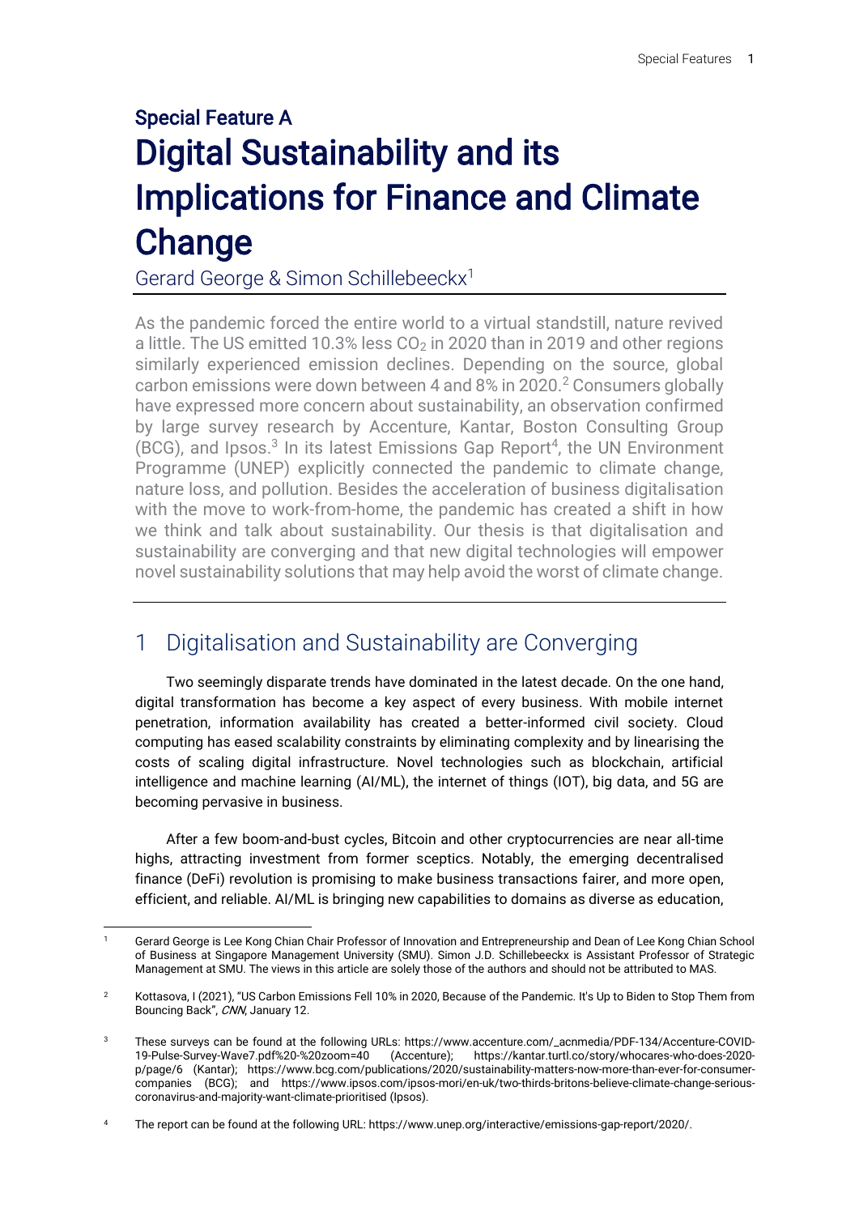Special Feature A

# Digital Sustainability and its Implications for Finance and Climate Change

Gerard George & Simon Schillebeeckx[1]

As the pandemic forced the entire world to a virtual standstill, nature revived a little. The US emitted 10.3% less $CO_2$ in 2020 than in 2019 and other regions similarly experienced emission declines. Depending on the source, global carbon emissions were down between 4 and 8% in 2020.[2] Consumers globally have expressed more concern about sustainability, an observation confirmed by large survey research by Accenture, Kantar, Boston Consulting Group (BCG), and Ipsos.[3] In its latest Emissions Gap Report[4], the UN Environment Programme (UNEP) explicitly connected the pandemic to climate change, nature loss, and pollution. Besides the acceleration of business digitalisation with the move to work-from-home, the pandemic has created a shift in how we think and talk about sustainability. Our thesis is that digitalisation and sustainability are converging and that new digital technologies will empower novel sustainability solutions that may help avoid the worst of climate change.

## 1 Digitalisation and Sustainability are Converging

Two seemingly disparate trends have dominated in the latest decade. On the one hand, digital transformation has become a key aspect of every business. With mobile internet penetration, information availability has created a better-informed civil society. Cloud computing has eased scalability constraints by eliminating complexity and by linearising the costs of scaling digital infrastructure. Novel technologies such as blockchain, artificial intelligence and machine learning (AI/ML), the internet of things (IOT), big data, and 5G are becoming pervasive in business.

After a few boom-and-bust cycles, Bitcoin and other cryptocurrencies are near all-time highs, attracting investment from former sceptics. Notably, the emerging decentralised finance (DeFi) revolution is promising to make business transactions fairer, and more open, efficient, and reliable. AI/ML is bringing new capabilities to domains as diverse as education,

---

[1] Gerard George is Lee Kong Chian Chair Professor of Innovation and Entrepreneurship and Dean of Lee Kong Chian School of Business at Singapore Management University (SMU). Simon J.D. Schillebeeckx is Assistant Professor of Strategic Management at SMU. The views in this article are solely those of the authors and should not be attributed to MAS.

[2] Kottasova, I (2021), "US Carbon Emissions Fell 10% in 2020, Because of the Pandemic. It's Up to Biden to Stop Them from Bouncing Back", *CNN*, January 12.

[3] These surveys can be found at the following URLs: https://www.accenture.com/_acnmedia/PDF-134/Accenture-COVID-19-Pulse-Survey-Wave7.pdf%20-%20zoom=40 (Accenture); https://kantar.turtl.co/story/whocares-who-does-2020-p/page/6 (Kantar); https://www.bcg.com/publications/2020/sustainability-matters-now-more-than-ever-for-consumer-companies (BCG); and https://www.ipsos.com/ipsos-mori/en-uk/two-thirds-britons-believe-climate-change-serious-coronavirus-and-majority-want-climate-prioritised (Ipsos).

[4] The report can be found at the following URL: https://www.unep.org/interactive/emissions-gap-report/2020/.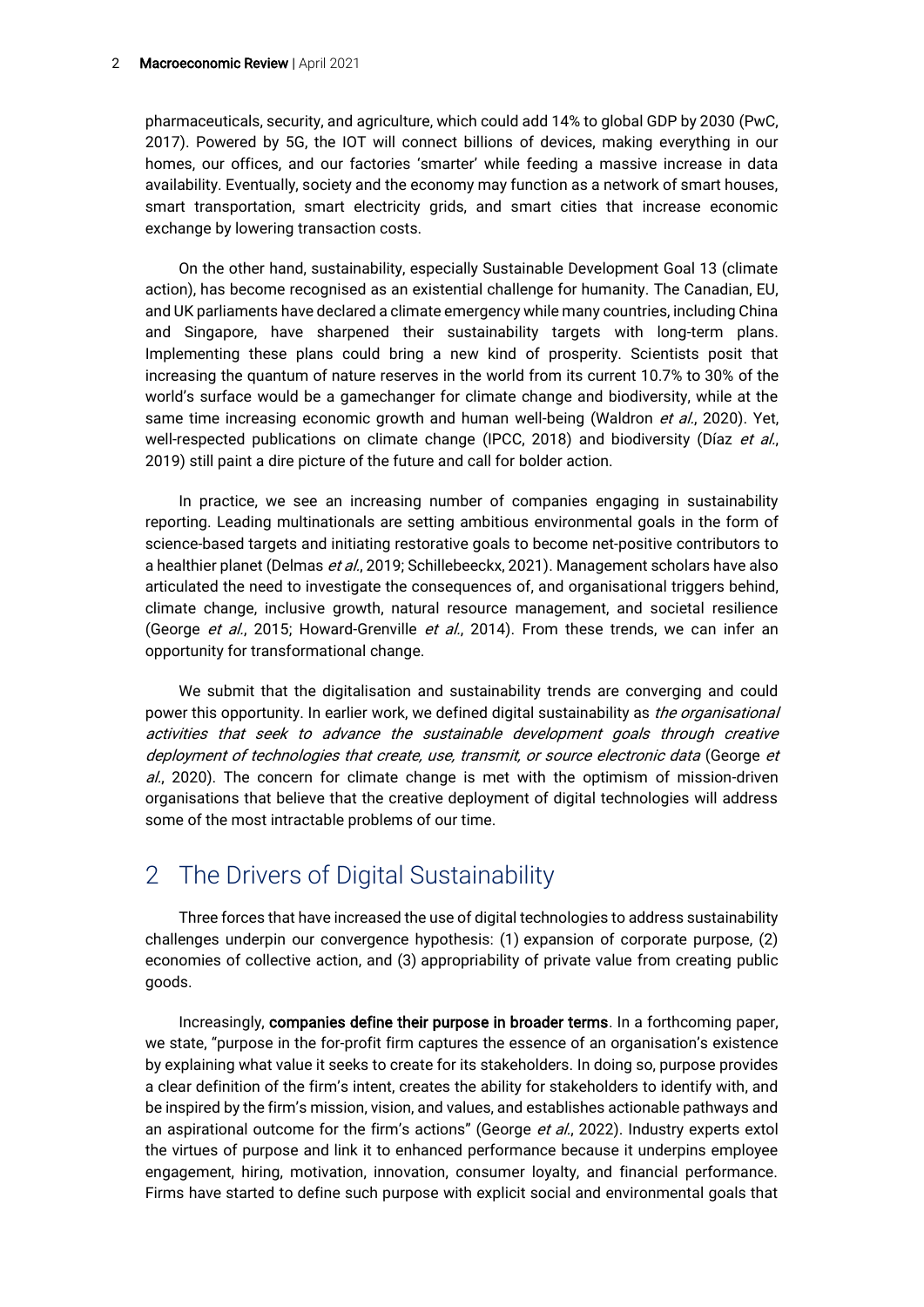pharmaceuticals, security, and agriculture, which could add 14% to global GDP by 2030 (PwC, 2017). Powered by 5G, the IOT will connect billions of devices, making everything in our homes, our offices, and our factories 'smarter' while feeding a massive increase in data availability. Eventually, society and the economy may function as a network of smart houses, smart transportation, smart electricity grids, and smart cities that increase economic exchange by lowering transaction costs.

On the other hand, sustainability, especially Sustainable Development Goal 13 (climate action), has become recognised as an existential challenge for humanity. The Canadian, EU, and UK parliaments have declared a climate emergency while many countries, including China and Singapore, have sharpened their sustainability targets with long-term plans. Implementing these plans could bring a new kind of prosperity. Scientists posit that increasing the quantum of nature reserves in the world from its current 10.7% to 30% of the world's surface would be a gamechanger for climate change and biodiversity, while at the same time increasing economic growth and human well-being (Waldron *et al.*, 2020). Yet, well-respected publications on climate change (IPCC, 2018) and biodiversity (Díaz *et al.*, 2019) still paint a dire picture of the future and call for bolder action.

In practice, we see an increasing number of companies engaging in sustainability reporting. Leading multinationals are setting ambitious environmental goals in the form of science-based targets and initiating restorative goals to become net-positive contributors to a healthier planet (Delmas *et al.*, 2019; Schillebeeckx, 2021). Management scholars have also articulated the need to investigate the consequences of, and organisational triggers behind, climate change, inclusive growth, natural resource management, and societal resilience (George *et al.*, 2015; Howard-Grenville *et al.*, 2014). From these trends, we can infer an opportunity for transformational change.

We submit that the digitalisation and sustainability trends are converging and could power this opportunity. In earlier work, we defined digital sustainability as *the organisational activities that seek to advance the sustainable development goals through creative deployment of technologies that create, use, transmit, or source electronic data* (George *et al.*, 2020). The concern for climate change is met with the optimism of mission-driven organisations that believe that the creative deployment of digital technologies will address some of the most intractable problems of our time.

## 2 The Drivers of Digital Sustainability

Three forces that have increased the use of digital technologies to address sustainability challenges underpin our convergence hypothesis: (1) expansion of corporate purpose, (2) economies of collective action, and (3) appropriability of private value from creating public goods.

Increasingly, **companies define their purpose in broader terms**. In a forthcoming paper, we state, "purpose in the for-profit firm captures the essence of an organisation's existence by explaining what value it seeks to create for its stakeholders. In doing so, purpose provides a clear definition of the firm's intent, creates the ability for stakeholders to identify with, and be inspired by the firm's mission, vision, and values, and establishes actionable pathways and an aspirational outcome for the firm's actions" (George *et al.*, 2022). Industry experts extol the virtues of purpose and link it to enhanced performance because it underpins employee engagement, hiring, motivation, innovation, consumer loyalty, and financial performance. Firms have started to define such purpose with explicit social and environmental goals that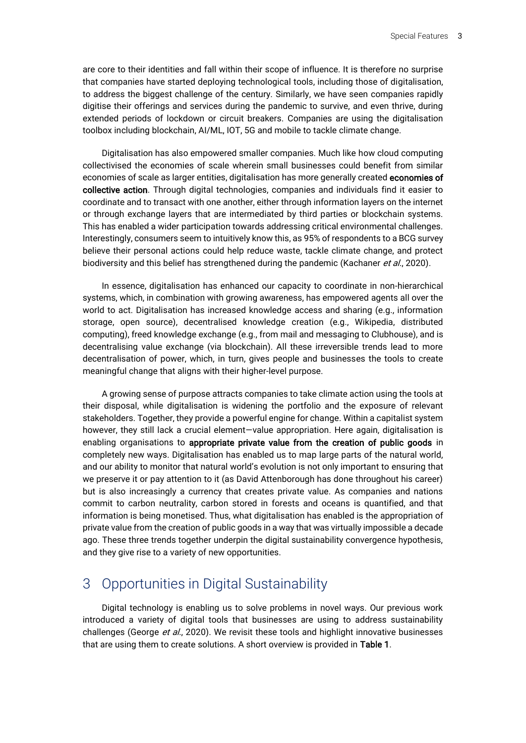are core to their identities and fall within their scope of influence. It is therefore no surprise that companies have started deploying technological tools, including those of digitalisation, to address the biggest challenge of the century. Similarly, we have seen companies rapidly digitise their offerings and services during the pandemic to survive, and even thrive, during extended periods of lockdown or circuit breakers. Companies are using the digitalisation toolbox including blockchain, AI/ML, IOT, 5G and mobile to tackle climate change.

Digitalisation has also empowered smaller companies. Much like how cloud computing collectivised the economies of scale wherein small businesses could benefit from similar economies of scale as larger entities, digitalisation has more generally created **economies of collective action**. Through digital technologies, companies and individuals find it easier to coordinate and to transact with one another, either through information layers on the internet or through exchange layers that are intermediated by third parties or blockchain systems. This has enabled a wider participation towards addressing critical environmental challenges. Interestingly, consumers seem to intuitively know this, as 95% of respondents to a BCG survey believe their personal actions could help reduce waste, tackle climate change, and protect biodiversity and this belief has strengthened during the pandemic (Kachaner *et al.*, 2020).

In essence, digitalisation has enhanced our capacity to coordinate in non-hierarchical systems, which, in combination with growing awareness, has empowered agents all over the world to act. Digitalisation has increased knowledge access and sharing (e.g., information storage, open source), decentralised knowledge creation (e.g., Wikipedia, distributed computing), freed knowledge exchange (e.g., from mail and messaging to Clubhouse), and is decentralising value exchange (via blockchain). All these irreversible trends lead to more decentralisation of power, which, in turn, gives people and businesses the tools to create meaningful change that aligns with their higher-level purpose.

A growing sense of purpose attracts companies to take climate action using the tools at their disposal, while digitalisation is widening the portfolio and the exposure of relevant stakeholders. Together, they provide a powerful engine for change. Within a capitalist system however, they still lack a crucial element—value appropriation. Here again, digitalisation is enabling organisations to **appropriate private value from the creation of public goods** in completely new ways. Digitalisation has enabled us to map large parts of the natural world, and our ability to monitor that natural world's evolution is not only important to ensuring that we preserve it or pay attention to it (as David Attenborough has done throughout his career) but is also increasingly a currency that creates private value. As companies and nations commit to carbon neutrality, carbon stored in forests and oceans is quantified, and that information is being monetised. Thus, what digitalisation has enabled is the appropriation of private value from the creation of public goods in a way that was virtually impossible a decade ago. These three trends together underpin the digital sustainability convergence hypothesis, and they give rise to a variety of new opportunities.

## 3 Opportunities in Digital Sustainability

Digital technology is enabling us to solve problems in novel ways. Our previous work introduced a variety of digital tools that businesses are using to address sustainability challenges (George *et al.*, 2020). We revisit these tools and highlight innovative businesses that are using them to create solutions. A short overview is provided in **Table 1**.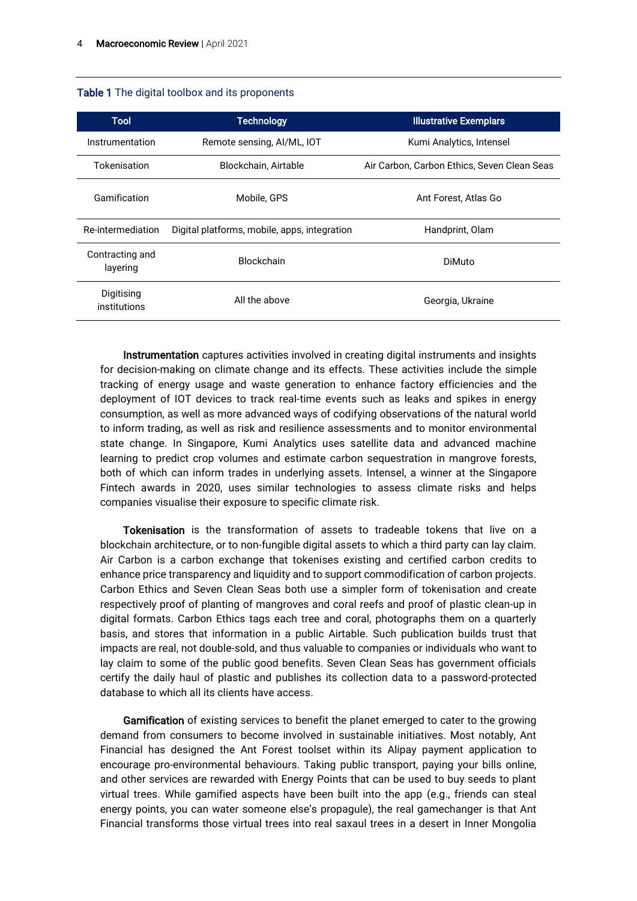**Table 1** The digital toolbox and its proponents

| Tool | Technology | Illustrative Exemplars |
|---|---|---|
| Instrumentation | Remote sensing, AI/ML, IOT | Kumi Analytics, Intensel |
| Tokenisation | Blockchain, Airtable | Air Carbon, Carbon Ethics, Seven Clean Seas |
| Gamification | Mobile, GPS | Ant Forest, Atlas Go |
| Re-intermediation | Digital platforms, mobile, apps, integration | Handprint, Olam |
| Contracting and layering | Blockchain | DiMuto |
| Digitising institutions | All the above | Georgia, Ukraine |

**Instrumentation** captures activities involved in creating digital instruments and insights for decision-making on climate change and its effects. These activities include the simple tracking of energy usage and waste generation to enhance factory efficiencies and the deployment of IOT devices to track real-time events such as leaks and spikes in energy consumption, as well as more advanced ways of codifying observations of the natural world to inform trading, as well as risk and resilience assessments and to monitor environmental state change. In Singapore, Kumi Analytics uses satellite data and advanced machine learning to predict crop volumes and estimate carbon sequestration in mangrove forests, both of which can inform trades in underlying assets. Intensel, a winner at the Singapore Fintech awards in 2020, uses similar technologies to assess climate risks and helps companies visualise their exposure to specific climate risk.

**Tokenisation** is the transformation of assets to tradeable tokens that live on a blockchain architecture, or to non-fungible digital assets to which a third party can lay claim. Air Carbon is a carbon exchange that tokenises existing and certified carbon credits to enhance price transparency and liquidity and to support commodification of carbon projects. Carbon Ethics and Seven Clean Seas both use a simpler form of tokenisation and create respectively proof of planting of mangroves and coral reefs and proof of plastic clean-up in digital formats. Carbon Ethics tags each tree and coral, photographs them on a quarterly basis, and stores that information in a public Airtable. Such publication builds trust that impacts are real, not double-sold, and thus valuable to companies or individuals who want to lay claim to some of the public good benefits. Seven Clean Seas has government officials certify the daily haul of plastic and publishes its collection data to a password-protected database to which all its clients have access.

**Gamification** of existing services to benefit the planet emerged to cater to the growing demand from consumers to become involved in sustainable initiatives. Most notably, Ant Financial has designed the Ant Forest toolset within its Alipay payment application to encourage pro-environmental behaviours. Taking public transport, paying your bills online, and other services are rewarded with Energy Points that can be used to buy seeds to plant virtual trees. While gamified aspects have been built into the app (e.g., friends can steal energy points, you can water someone else's propagule), the real gamechanger is that Ant Financial transforms those virtual trees into real saxaul trees in a desert in Inner Mongolia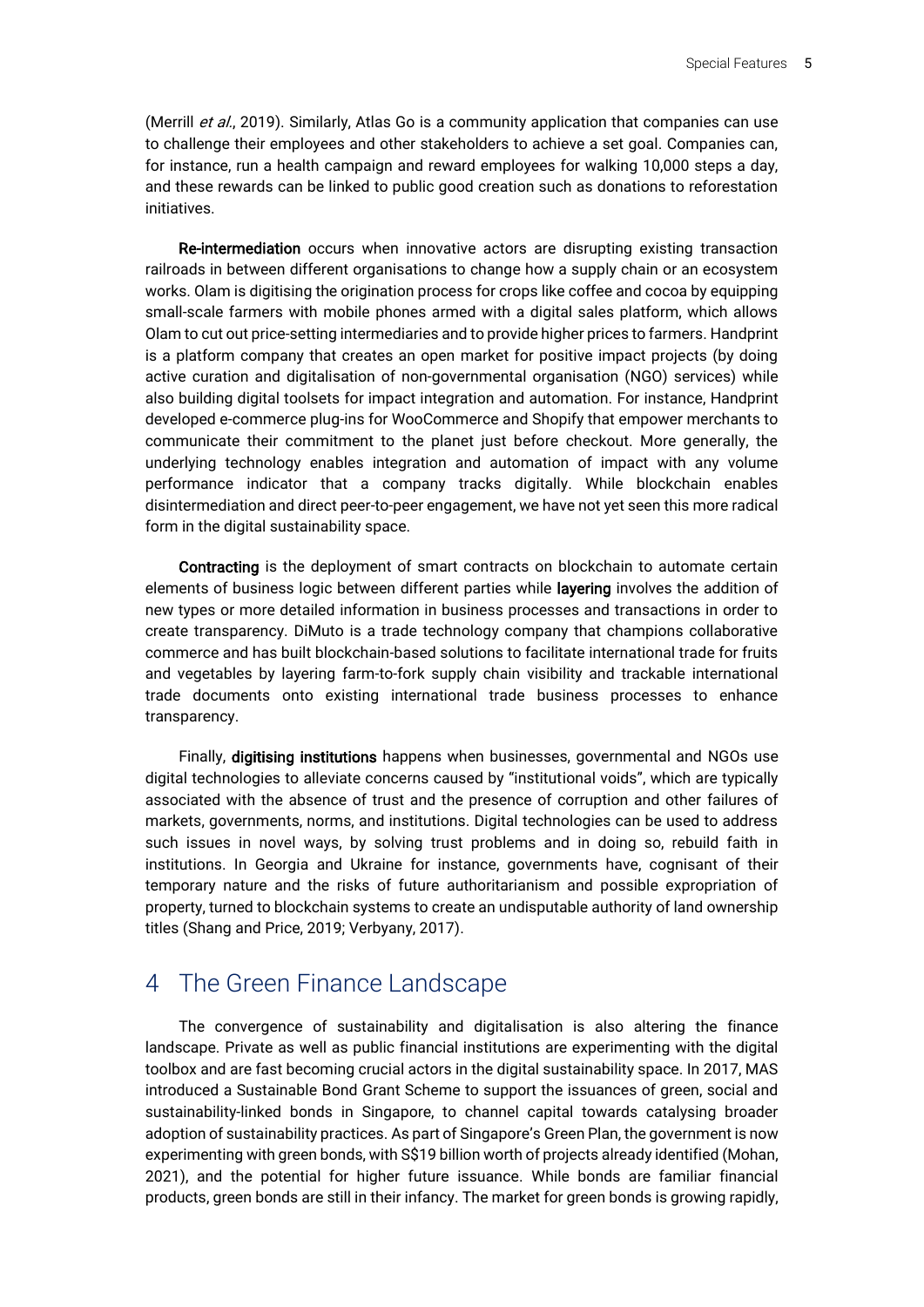(Merrill *et al.*, 2019). Similarly, Atlas Go is a community application that companies can use to challenge their employees and other stakeholders to achieve a set goal. Companies can, for instance, run a health campaign and reward employees for walking 10,000 steps a day, and these rewards can be linked to public good creation such as donations to reforestation initiatives.

**Re-intermediation** occurs when innovative actors are disrupting existing transaction railroads in between different organisations to change how a supply chain or an ecosystem works. Olam is digitising the origination process for crops like coffee and cocoa by equipping small-scale farmers with mobile phones armed with a digital sales platform, which allows Olam to cut out price-setting intermediaries and to provide higher prices to farmers. Handprint is a platform company that creates an open market for positive impact projects (by doing active curation and digitalisation of non-governmental organisation (NGO) services) while also building digital toolsets for impact integration and automation. For instance, Handprint developed e-commerce plug-ins for WooCommerce and Shopify that empower merchants to communicate their commitment to the planet just before checkout. More generally, the underlying technology enables integration and automation of impact with any volume performance indicator that a company tracks digitally. While blockchain enables disintermediation and direct peer-to-peer engagement, we have not yet seen this more radical form in the digital sustainability space.

**Contracting** is the deployment of smart contracts on blockchain to automate certain elements of business logic between different parties while **layering** involves the addition of new types or more detailed information in business processes and transactions in order to create transparency. DiMuto is a trade technology company that champions collaborative commerce and has built blockchain-based solutions to facilitate international trade for fruits and vegetables by layering farm-to-fork supply chain visibility and trackable international trade documents onto existing international trade business processes to enhance transparency.

Finally, **digitising institutions** happens when businesses, governmental and NGOs use digital technologies to alleviate concerns caused by "institutional voids", which are typically associated with the absence of trust and the presence of corruption and other failures of markets, governments, norms, and institutions. Digital technologies can be used to address such issues in novel ways, by solving trust problems and in doing so, rebuild faith in institutions. In Georgia and Ukraine for instance, governments have, cognisant of their temporary nature and the risks of future authoritarianism and possible expropriation of property, turned to blockchain systems to create an undisputable authority of land ownership titles (Shang and Price, 2019; Verbyany, 2017).

## 4 The Green Finance Landscape

The convergence of sustainability and digitalisation is also altering the finance landscape. Private as well as public financial institutions are experimenting with the digital toolbox and are fast becoming crucial actors in the digital sustainability space. In 2017, MAS introduced a Sustainable Bond Grant Scheme to support the issuances of green, social and sustainability-linked bonds in Singapore, to channel capital towards catalysing broader adoption of sustainability practices. As part of Singapore's Green Plan, the government is now experimenting with green bonds, with S$19 billion worth of projects already identified (Mohan, 2021), and the potential for higher future issuance. While bonds are familiar financial products, green bonds are still in their infancy. The market for green bonds is growing rapidly,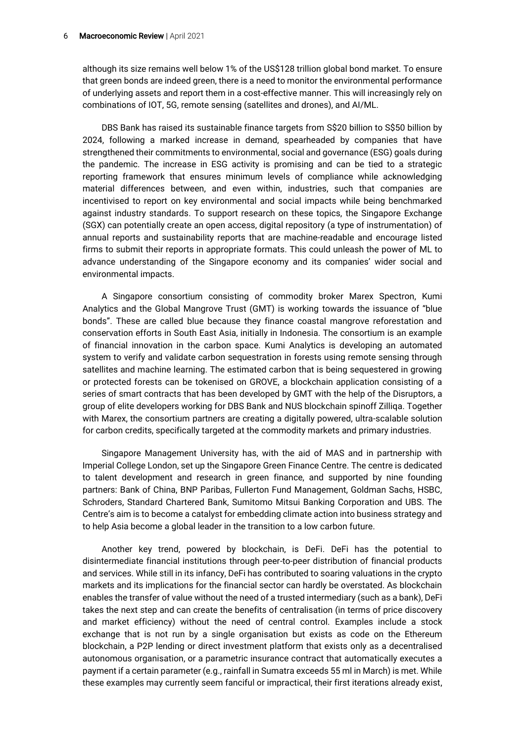although its size remains well below 1% of the US$128 trillion global bond market. To ensure that green bonds are indeed green, there is a need to monitor the environmental performance of underlying assets and report them in a cost-effective manner. This will increasingly rely on combinations of IOT, 5G, remote sensing (satellites and drones), and AI/ML.

DBS Bank has raised its sustainable finance targets from S$20 billion to S$50 billion by 2024, following a marked increase in demand, spearheaded by companies that have strengthened their commitments to environmental, social and governance (ESG) goals during the pandemic. The increase in ESG activity is promising and can be tied to a strategic reporting framework that ensures minimum levels of compliance while acknowledging material differences between, and even within, industries, such that companies are incentivised to report on key environmental and social impacts while being benchmarked against industry standards. To support research on these topics, the Singapore Exchange (SGX) can potentially create an open access, digital repository (a type of instrumentation) of annual reports and sustainability reports that are machine-readable and encourage listed firms to submit their reports in appropriate formats. This could unleash the power of ML to advance understanding of the Singapore economy and its companies' wider social and environmental impacts.

A Singapore consortium consisting of commodity broker Marex Spectron, Kumi Analytics and the Global Mangrove Trust (GMT) is working towards the issuance of "blue bonds". These are called blue because they finance coastal mangrove reforestation and conservation efforts in South East Asia, initially in Indonesia. The consortium is an example of financial innovation in the carbon space. Kumi Analytics is developing an automated system to verify and validate carbon sequestration in forests using remote sensing through satellites and machine learning. The estimated carbon that is being sequestered in growing or protected forests can be tokenised on GROVE, a blockchain application consisting of a series of smart contracts that has been developed by GMT with the help of the Disruptors, a group of elite developers working for DBS Bank and NUS blockchain spinoff Zilliqa. Together with Marex, the consortium partners are creating a digitally powered, ultra-scalable solution for carbon credits, specifically targeted at the commodity markets and primary industries.

Singapore Management University has, with the aid of MAS and in partnership with Imperial College London, set up the Singapore Green Finance Centre. The centre is dedicated to talent development and research in green finance, and supported by nine founding partners: Bank of China, BNP Paribas, Fullerton Fund Management, Goldman Sachs, HSBC, Schroders, Standard Chartered Bank, Sumitomo Mitsui Banking Corporation and UBS. The Centre's aim is to become a catalyst for embedding climate action into business strategy and to help Asia become a global leader in the transition to a low carbon future.

Another key trend, powered by blockchain, is DeFi. DeFi has the potential to disintermediate financial institutions through peer-to-peer distribution of financial products and services. While still in its infancy, DeFi has contributed to soaring valuations in the crypto markets and its implications for the financial sector can hardly be overstated. As blockchain enables the transfer of value without the need of a trusted intermediary (such as a bank), DeFi takes the next step and can create the benefits of centralisation (in terms of price discovery and market efficiency) without the need of central control. Examples include a stock exchange that is not run by a single organisation but exists as code on the Ethereum blockchain, a P2P lending or direct investment platform that exists only as a decentralised autonomous organisation, or a parametric insurance contract that automatically executes a payment if a certain parameter (e.g., rainfall in Sumatra exceeds 55 ml in March) is met. While these examples may currently seem fanciful or impractical, their first iterations already exist,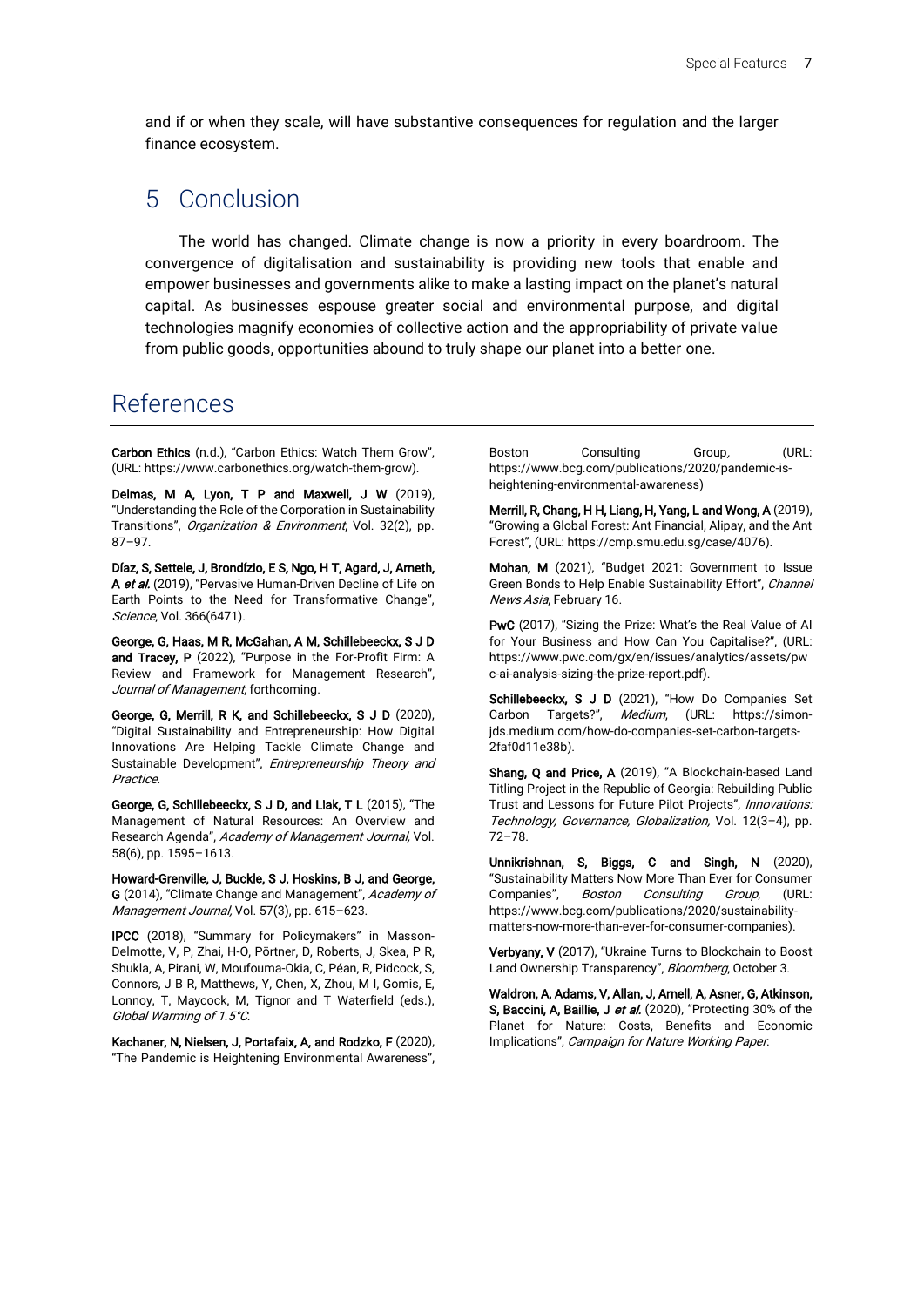and if or when they scale, will have substantive consequences for regulation and the larger finance ecosystem.

## 5 Conclusion

The world has changed. Climate change is now a priority in every boardroom. The convergence of digitalisation and sustainability is providing new tools that enable and empower businesses and governments alike to make a lasting impact on the planet's natural capital. As businesses espouse greater social and environmental purpose, and digital technologies magnify economies of collective action and the appropriability of private value from public goods, opportunities abound to truly shape our planet into a better one.

## References

**Carbon Ethics** (n.d.), "Carbon Ethics: Watch Them Grow", (URL: https://www.carbonethics.org/watch-them-grow).

**Delmas, M A, Lyon, T P and Maxwell, J W** (2019), "Understanding the Role of the Corporation in Sustainability Transitions", *Organization & Environment*, Vol. 32(2), pp. 87–97.

**Díaz, S, Settele, J, Brondízio, E S, Ngo, H T, Agard, J, Arneth, A *et al.*** (2019), "Pervasive Human-Driven Decline of Life on Earth Points to the Need for Transformative Change", *Science*, Vol. 366(6471).

**George, G, Haas, M R, McGahan, A M, Schillebeeckx, S J D and Tracey, P** (2022), "Purpose in the For-Profit Firm: A Review and Framework for Management Research", *Journal of Management*, forthcoming.

**George, G, Merrill, R K, and Schillebeeckx, S J D** (2020), "Digital Sustainability and Entrepreneurship: How Digital Innovations Are Helping Tackle Climate Change and Sustainable Development", *Entrepreneurship Theory and Practice*.

**George, G, Schillebeeckx, S J D, and Liak, T L** (2015), "The Management of Natural Resources: An Overview and Research Agenda", *Academy of Management Journal,* Vol. 58(6), pp. 1595–1613.

**Howard-Grenville, J, Buckle, S J, Hoskins, B J, and George, G** (2014), "Climate Change and Management", *Academy of Management Journal,* Vol. 57(3), pp. 615–623.

**IPCC** (2018), "Summary for Policymakers" in Masson-Delmotte, V, P, Zhai, H-O, Pörtner, D, Roberts, J, Skea, P R, Shukla, A, Pirani, W, Moufouma-Okia, C, Péan, R, Pidcock, S, Connors, J B R, Matthews, Y, Chen, X, Zhou, M I, Gomis, E, Lonnoy, T, Maycock, M, Tignor and T Waterfield (eds.), *Global Warming of 1.5°C*.

**Kachaner, N, Nielsen, J, Portafaix, A, and Rodzko, F** (2020), "The Pandemic is Heightening Environmental Awareness", Boston Consulting Group, (URL: https://www.bcg.com/publications/2020/pandemic-is-heightening-environmental-awareness)

**Merrill, R, Chang, H H, Liang, H, Yang, L and Wong, A** (2019), "Growing a Global Forest: Ant Financial, Alipay, and the Ant Forest", (URL: https://cmp.smu.edu.sg/case/4076).

**Mohan, M** (2021), "Budget 2021: Government to Issue Green Bonds to Help Enable Sustainability Effort", *Channel News Asia*, February 16.

**PwC** (2017), "Sizing the Prize: What's the Real Value of AI for Your Business and How Can You Capitalise?", (URL: https://www.pwc.com/gx/en/issues/analytics/assets/pwc-ai-analysis-sizing-the-prize-report.pdf).

**Schillebeeckx, S J D** (2021), "How Do Companies Set Carbon Targets?", *Medium*, (URL: https://simon-jds.medium.com/how-do-companies-set-carbon-targets-2faf0d11e38b).

**Shang, Q and Price, A** (2019), "A Blockchain-based Land Titling Project in the Republic of Georgia: Rebuilding Public Trust and Lessons for Future Pilot Projects", *Innovations: Technology, Governance, Globalization,* Vol. 12(3–4), pp. 72–78.

**Unnikrishnan, S, Biggs, C and Singh, N** (2020), "Sustainability Matters Now More Than Ever for Consumer Companies", *Boston Consulting Group*, (URL: https://www.bcg.com/publications/2020/sustainability-matters-now-more-than-ever-for-consumer-companies).

**Verbyany, V** (2017), "Ukraine Turns to Blockchain to Boost Land Ownership Transparency", *Bloomberg*, October 3.

**Waldron, A, Adams, V, Allan, J, Arnell, A, Asner, G, Atkinson, S, Baccini, A, Baillie, J *et al.*** (2020), "Protecting 30% of the Planet for Nature: Costs, Benefits and Economic Implications", *Campaign for Nature Working Paper.*